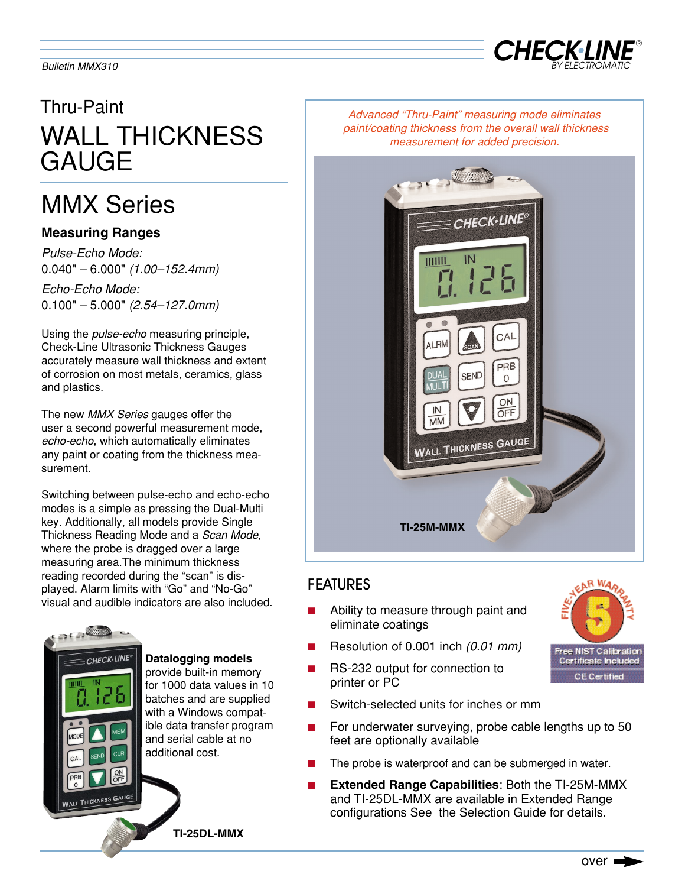Bulletin MMX310

# Thru-Paint
# WALL THICKNESS GAUGE

## MMX Series

### Measuring Ranges

*Pulse-Echo Mode:*
0.040" – 6.000" *(1.00–152.4mm)*

*Echo-Echo Mode:*
0.100" – 5.000" *(2.54–127.0mm)*

Using the *pulse-echo* measuring principle, Check-Line Ultrasonic Thickness Gauges accurately measure wall thickness and extent of corrosion on most metals, ceramics, glass and plastics.

The new *MMX Series* gauges offer the user a second powerful measurement mode, *echo-echo*, which automatically eliminates any paint or coating from the thickness measurement.

Switching between pulse-echo and echo-echo modes is a simple as pressing the Dual-Multi key. Additionally, all models provide Single Thickness Reading Mode and a *Scan Mode*, where the probe is dragged over a large measuring area.The minimum thickness reading recorded during the "scan" is displayed. Alarm limits with "Go" and "No-Go" visual and audible indicators are also included.

**Datalogging models** provide built-in memory for 1000 data values in 10 batches and are supplied with a Windows compatible data transfer program and serial cable at no additional cost.

TI-25DL-MMX

*Advanced "Thru-Paint" measuring mode eliminates paint/coating thickness from the overall wall thickness measurement for added precision.*

TI-25M-MMX

## FEATURES

- Ability to measure through paint and eliminate coatings
- Resolution of 0.001 inch *(0.01 mm)*
- RS-232 output for connection to printer or PC
- Switch-selected units for inches or mm
- For underwater surveying, probe cable lengths up to 50 feet are optionally available
- The probe is waterproof and can be submerged in water.
- **Extended Range Capabilities**: Both the TI-25M-MMX and TI-25DL-MMX are available in Extended Range configurations See the Selection Guide for details.

FIVE-YEAR WARRANTY
Free NIST Calibration Certificate Included
CE Certified

over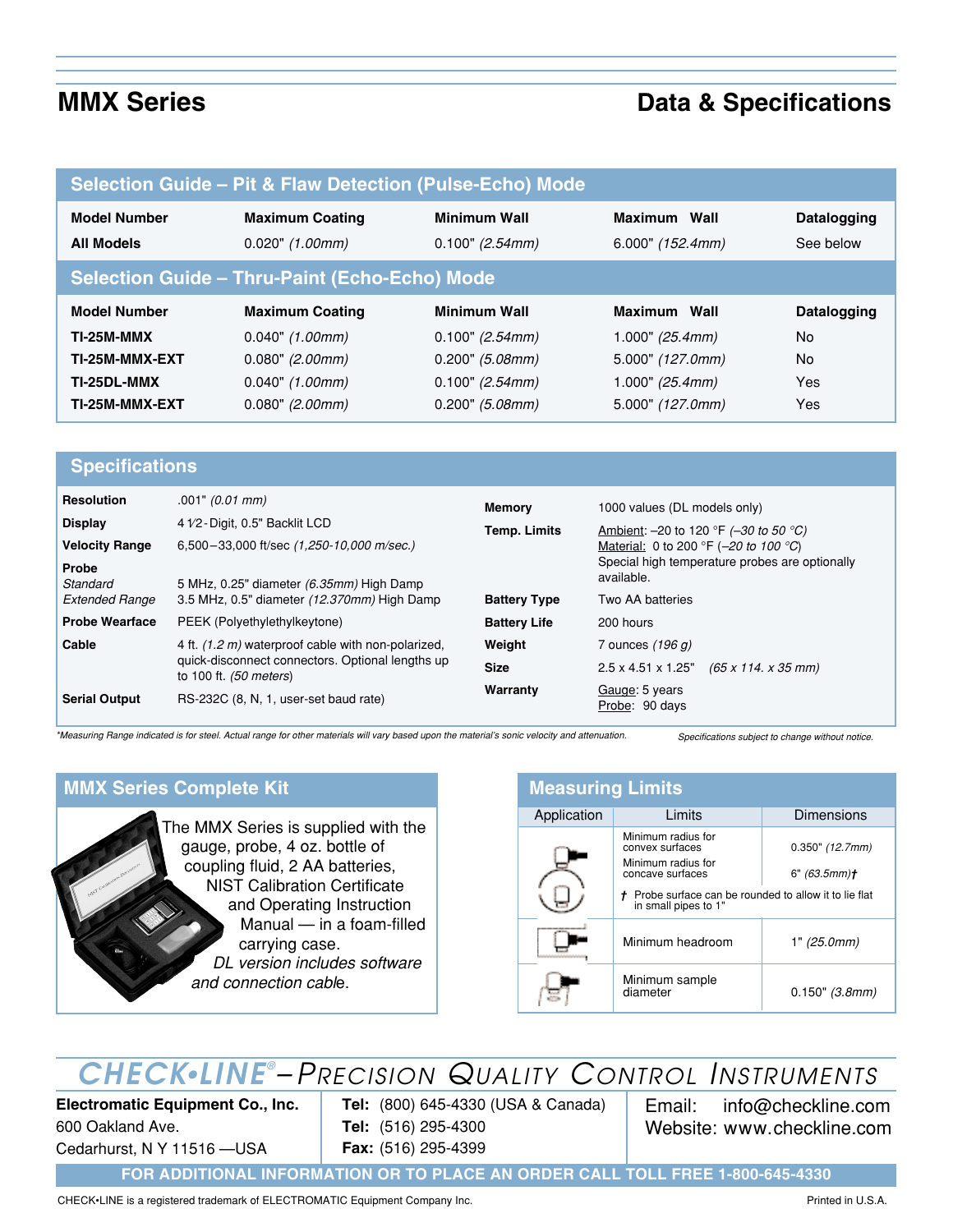# MMX Series

# Data & Specifications

## Selection Guide – Pit & Flaw Detection (Pulse-Echo) Mode

| Model Number | Maximum Coating | Minimum Wall | Maximum Wall | Datalogging |
|---|---|---|---|---|
| **All Models** | 0.020" *(1.00mm)* | 0.100" *(2.54mm)* | 6.000" *(152.4mm)* | See below |

## Selection Guide – Thru-Paint (Echo-Echo) Mode

| Model Number | Maximum Coating | Minimum Wall | Maximum Wall | Datalogging |
|---|---|---|---|---|
| **TI-25M-MMX** | 0.040" *(1.00mm)* | 0.100" *(2.54mm)* | 1.000" *(25.4mm)* | No |
| **TI-25M-MMX-EXT** | 0.080" *(2.00mm)* | 0.200" *(5.08mm)* | 5.000" *(127.0mm)* | No |
| **TI-25DL-MMX** | 0.040" *(1.00mm)* | 0.100" *(2.54mm)* | 1.000" *(25.4mm)* | Yes |
| **TI-25M-MMX-EXT** | 0.080" *(2.00mm)* | 0.200" *(5.08mm)* | 5.000" *(127.0mm)* | Yes |

## Specifications

| | |
|---|---|
| **Resolution** | .001" *(0.01 mm)* |
| **Display** | 4 1⁄2-Digit, 0.5" Backlit LCD |
| **Velocity Range** | 6,500–33,000 ft/sec *(1,250-10,000 m/sec.)* |
| **Probe** | |
| *Standard* | 5 MHz, 0.25" diameter *(6.35mm)* High Damp |
| *Extended Range* | 3.5 MHz, 0.5" diameter *(12.370mm)* High Damp |
| **Probe Wearface** | PEEK (Polyethylethylkeytone) |
| **Cable** | 4 ft. *(1.2 m)* waterproof cable with non-polarized, quick-disconnect connectors. Optional lengths up to 100 ft. *(50 meters)* |
| **Serial Output** | RS-232C (8, N, 1, user-set baud rate) |
| **Memory** | 1000 values (DL models only) |
| **Temp. Limits** | Ambient: –20 to 120 °F *(–30 to 50 °C)*<br>Material: 0 to 200 °F (*–20 to 100 °C*)<br>Special high temperature probes are optionally available. |
| **Battery Type** | Two AA batteries |
| **Battery Life** | 200 hours |
| **Weight** | 7 ounces *(196 g)* |
| **Size** | 2.5 x 4.51 x 1.25" *(65 x 114. x 35 mm)* |
| **Warranty** | Gauge: 5 years<br>Probe: 90 days |

*\*Measuring Range indicated is for steel. Actual range for other materials will vary based upon the material's sonic velocity and attenuation.*

*Specifications subject to change without notice.*

## MMX Series Complete Kit

The MMX Series is supplied with the gauge, probe, 4 oz. bottle of coupling fluid, 2 AA batteries, NIST Calibration Certificate and Operating Instruction Manual — in a foam-filled carrying case. *DL version includes software and connection cable.*

## Measuring Limits

| Application | Limits | Dimensions |
|---|---|---|
| | Minimum radius for convex surfaces | 0.350" *(12.7mm)* |
| | Minimum radius for concave surfaces | 6" *(63.5mm)*† |
| | † Probe surface can be rounded to allow it to lie flat in small pipes to 1" | |
| | Minimum headroom | 1" *(25.0mm)* |
| | Minimum sample diameter | 0.150" *(3.8mm)* |

**CHECK•LINE® – PRECISION QUALITY CONTROL INSTRUMENTS**

**Electromatic Equipment Co., Inc.**
600 Oakland Ave.
Cedarhurst, N Y 11516 —USA

**Tel:** (800) 645-4330 (USA & Canada)
**Tel:** (516) 295-4300
**Fax:** (516) 295-4399

Email: info@checkline.com
Website: www.checkline.com

**FOR ADDITIONAL INFORMATION OR TO PLACE AN ORDER CALL TOLL FREE 1-800-645-4330**

CHECK•LINE is a registered trademark of ELECTROMATIC Equipment Company Inc.

Printed in U.S.A.